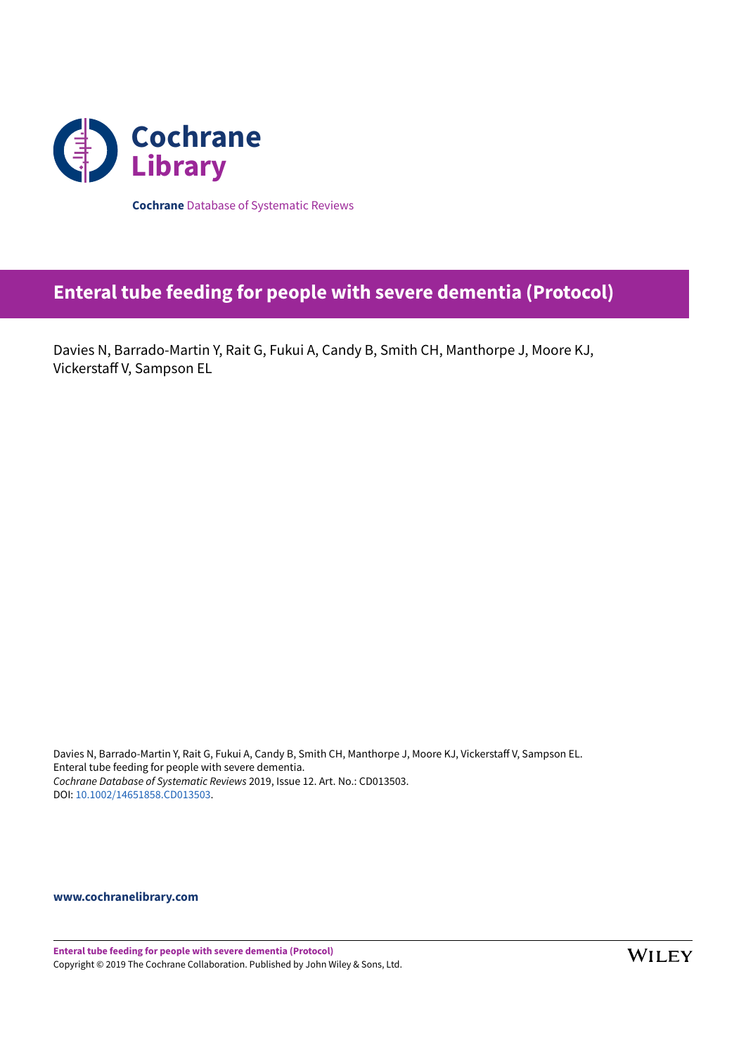Cochrane Library

**Cochrane** Database of Systematic Reviews

# Enteral tube feeding for people with severe dementia (Protocol)

Davies N, Barrado-Martin Y, Rait G, Fukui A, Candy B, Smith CH, Manthorpe J, Moore KJ, Vickerstaff V, Sampson EL

Davies N, Barrado-Martin Y, Rait G, Fukui A, Candy B, Smith CH, Manthorpe J, Moore KJ, Vickerstaff V, Sampson EL.
Enteral tube feeding for people with severe dementia.
*Cochrane Database of Systematic Reviews* 2019, Issue 12. Art. No.: CD013503.
DOI: 10.1002/14651858.CD013503.

**www.cochranelibrary.com**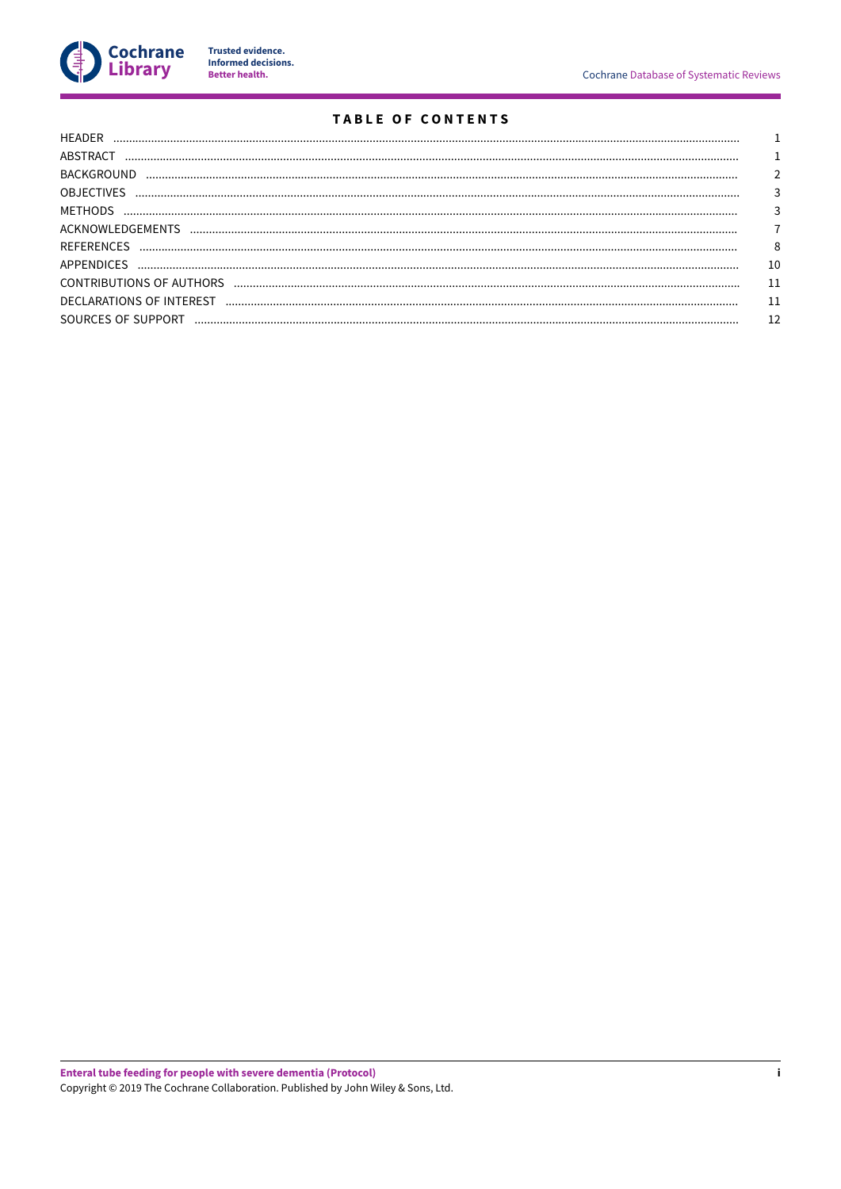# TABLE OF CONTENTS

| | |
|---|---|
| HEADER | 1 |
| ABSTRACT | 1 |
| BACKGROUND | 2 |
| OBJECTIVES | 3 |
| METHODS | 3 |
| ACKNOWLEDGEMENTS | 7 |
| REFERENCES | 8 |
| APPENDICES | 10 |
| CONTRIBUTIONS OF AUTHORS | 11 |
| DECLARATIONS OF INTEREST | 11 |
| SOURCES OF SUPPORT | 12 |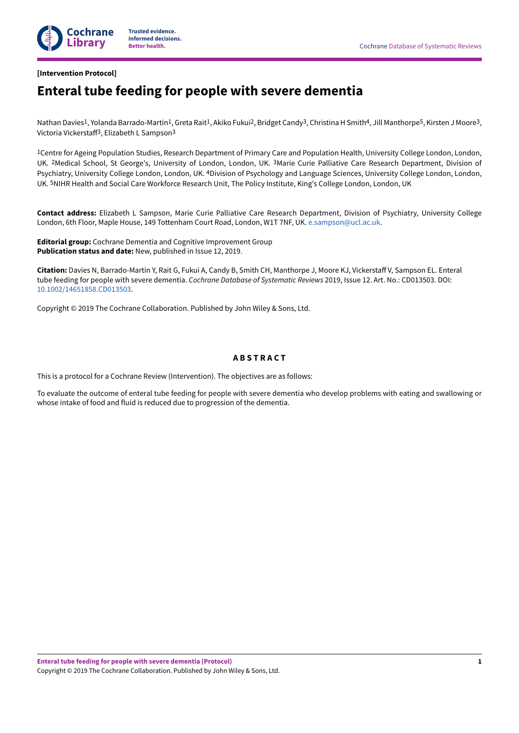[Intervention Protocol]

# Enteral tube feeding for people with severe dementia

Nathan Davies[1], Yolanda Barrado-Martin[1], Greta Rait[1], Akiko Fukui[2], Bridget Candy[3], Christina H Smith[4], Jill Manthorpe[5], Kirsten J Moore[3], Victoria Vickerstaff[3], Elizabeth L Sampson[3]

[1]Centre for Ageing Population Studies, Research Department of Primary Care and Population Health, University College London, London, UK. [2]Medical School, St George's, University of London, London, UK. [3]Marie Curie Palliative Care Research Department, Division of Psychiatry, University College London, London, UK. [4]Division of Psychology and Language Sciences, University College London, London, UK. [5]NIHR Health and Social Care Workforce Research Unit, The Policy Institute, King's College London, London, UK

**Contact address:** Elizabeth L Sampson, Marie Curie Palliative Care Research Department, Division of Psychiatry, University College London, 6th Floor, Maple House, 149 Tottenham Court Road, London, W1T 7NF, UK. e.sampson@ucl.ac.uk.

**Editorial group:** Cochrane Dementia and Cognitive Improvement Group
**Publication status and date:** New, published in Issue 12, 2019.

**Citation:** Davies N, Barrado-Martin Y, Rait G, Fukui A, Candy B, Smith CH, Manthorpe J, Moore KJ, Vickerstaff V, Sampson EL. Enteral tube feeding for people with severe dementia. *Cochrane Database of Systematic Reviews* 2019, Issue 12. Art. No.: CD013503. DOI: 10.1002/14651858.CD013503.

Copyright © 2019 The Cochrane Collaboration. Published by John Wiley & Sons, Ltd.

## ABSTRACT

This is a protocol for a Cochrane Review (Intervention). The objectives are as follows:

To evaluate the outcome of enteral tube feeding for people with severe dementia who develop problems with eating and swallowing or whose intake of food and fluid is reduced due to progression of the dementia.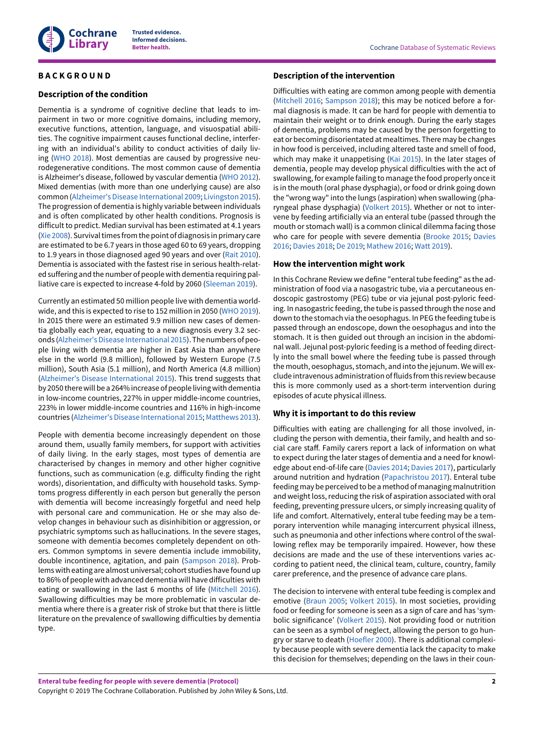# BACKGROUND

## Description of the condition

Dementia is a syndrome of cognitive decline that leads to impairment in two or more cognitive domains, including memory, executive functions, attention, language, and visuospatial abilities. The cognitive impairment causes functional decline, interfering with an individual's ability to conduct activities of daily living (WHO 2018). Most dementias are caused by progressive neurodegenerative conditions. The most common cause of dementia is Alzheimer's disease, followed by vascular dementia (WHO 2012). Mixed dementias (with more than one underlying cause) are also common (Alzheimer's Disease International 2009; Livingston 2015). The progression of dementia is highly variable between individuals and is often complicated by other health conditions. Prognosis is difficult to predict. Median survival has been estimated at 4.1 years (Xie 2008). Survival times from the point of diagnosis in primary care are estimated to be 6.7 years in those aged 60 to 69 years, dropping to 1.9 years in those diagnosed aged 90 years and over (Rait 2010). Dementia is associated with the fastest rise in serious health-related suffering and the number of people with dementia requiring palliative care is expected to increase 4-fold by 2060 (Sleeman 2019).

Currently an estimated 50 million people live with dementia worldwide, and this is expected to rise to 152 million in 2050 (WHO 2019). In 2015 there were an estimated 9.9 million new cases of dementia globally each year, equating to a new diagnosis every 3.2 seconds (Alzheimer's Disease International 2015). The numbers of people living with dementia are higher in East Asia than anywhere else in the world (9.8 million), followed by Western Europe (7.5 million), South Asia (5.1 million), and North America (4.8 million) (Alzheimer's Disease International 2015). This trend suggests that by 2050 there will be a 264% increase of people living with dementia in low-income countries, 227% in upper middle-income countries, 223% in lower middle-income countries and 116% in high-income countries (Alzheimer's Disease International 2015; Matthews 2013).

People with dementia become increasingly dependent on those around them, usually family members, for support with activities of daily living. In the early stages, most types of dementia are characterised by changes in memory and other higher cognitive functions, such as communication (e.g. difficulty finding the right words), disorientation, and difficulty with household tasks. Symptoms progress differently in each person but generally the person with dementia will become increasingly forgetful and need help with personal care and communication. He or she may also develop changes in behaviour such as disinhibition or aggression, or psychiatric symptoms such as hallucinations. In the severe stages, someone with dementia becomes completely dependent on others. Common symptoms in severe dementia include immobility, double incontinence, agitation, and pain (Sampson 2018). Problems with eating are almost universal; cohort studies have found up to 86% of people with advanced dementia will have difficulties with eating or swallowing in the last 6 months of life (Mitchell 2016). Swallowing difficulties may be more problematic in vascular dementia where there is a greater risk of stroke but that there is little literature on the prevalence of swallowing difficulties by dementia type.

## Description of the intervention

Difficulties with eating are common among people with dementia (Mitchell 2016; Sampson 2018); this may be noticed before a formal diagnosis is made. It can be hard for people with dementia to maintain their weight or to drink enough. During the early stages of dementia, problems may be caused by the person forgetting to eat or becoming disorientated at mealtimes. There may be changes in how food is perceived, including altered taste and smell of food, which may make it unappetising (Kai 2015). In the later stages of dementia, people may develop physical difficulties with the act of swallowing, for example failing to manage the food properly once it is in the mouth (oral phase dysphagia), or food or drink going down the "wrong way" into the lungs (aspiration) when swallowing (pharyngeal phase dysphagia) (Volkert 2015). Whether or not to intervene by feeding artificially via an enteral tube (passed through the mouth or stomach wall) is a common clinical dilemma facing those who care for people with severe dementia (Brooke 2015; Davies 2016; Davies 2018; De 2019; Mathew 2016; Watt 2019).

## How the intervention might work

In this Cochrane Review we define "enteral tube feeding" as the administration of food via a nasogastric tube, via a percutaneous endoscopic gastrostomy (PEG) tube or via jejunal post-pyloric feeding. In nasogastric feeding, the tube is passed through the nose and down to the stomach via the oesophagus. In PEG the feeding tube is passed through an endoscope, down the oesophagus and into the stomach. It is then guided out through an incision in the abdominal wall. Jejunal post-pyloric feeding is a method of feeding directly into the small bowel where the feeding tube is passed through the mouth, oesophagus, stomach, and into the jejunum. We will exclude intravenous administration of fluids from this review because this is more commonly used as a short-term intervention during episodes of acute physical illness.

## Why it is important to do this review

Difficulties with eating are challenging for all those involved, including the person with dementia, their family, and health and social care staff. Family carers report a lack of information on what to expect during the later stages of dementia and a need for knowledge about end-of-life care (Davies 2014; Davies 2017), particularly around nutrition and hydration (Papachristou 2017). Enteral tube feeding may be perceived to be a method of managing malnutrition and weight loss, reducing the risk of aspiration associated with oral feeding, preventing pressure ulcers, or simply increasing quality of life and comfort. Alternatively, enteral tube feeding may be a temporary intervention while managing intercurrent physical illness, such as pneumonia and other infections where control of the swallowing reflex may be temporarily impaired. However, how these decisions are made and the use of these interventions varies according to patient need, the clinical team, culture, country, family carer preference, and the presence of advance care plans.

The decision to intervene with enteral tube feeding is complex and emotive (Braun 2005; Volkert 2015). In most societies, providing food or feeding for someone is seen as a sign of care and has 'symbolic significance' (Volkert 2015). Not providing food or nutrition can be seen as a symbol of neglect, allowing the person to go hungry or starve to death (Hoefler 2000). There is additional complexity because people with severe dementia lack the capacity to make this decision for themselves; depending on the laws in their coun-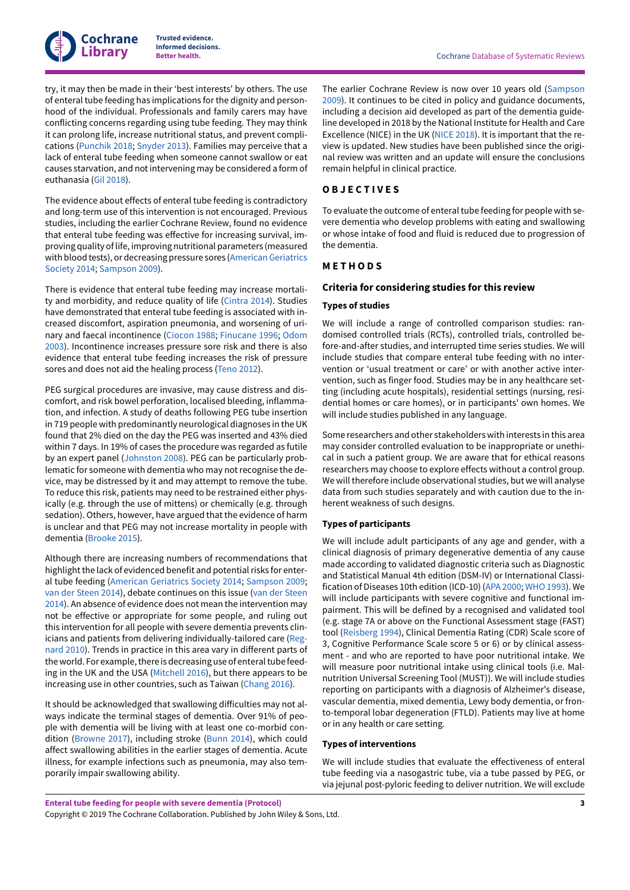try, it may then be made in their 'best interests' by others. The use of enteral tube feeding has implications for the dignity and personhood of the individual. Professionals and family carers may have conflicting concerns regarding using tube feeding. They may think it can prolong life, increase nutritional status, and prevent complications (Punchik 2018; Snyder 2013). Families may perceive that a lack of enteral tube feeding when someone cannot swallow or eat causes starvation, and not intervening may be considered a form of euthanasia (Gil 2018).

The evidence about effects of enteral tube feeding is contradictory and long-term use of this intervention is not encouraged. Previous studies, including the earlier Cochrane Review, found no evidence that enteral tube feeding was effective for increasing survival, improving quality of life, improving nutritional parameters (measured with blood tests), or decreasing pressure sores (American Geriatrics Society 2014; Sampson 2009).

There is evidence that enteral tube feeding may increase mortality and morbidity, and reduce quality of life (Cintra 2014). Studies have demonstrated that enteral tube feeding is associated with increased discomfort, aspiration pneumonia, and worsening of urinary and faecal incontinence (Ciocon 1988; Finucane 1996; Odom 2003). Incontinence increases pressure sore risk and there is also evidence that enteral tube feeding increases the risk of pressure sores and does not aid the healing process (Teno 2012).

PEG surgical procedures are invasive, may cause distress and discomfort, and risk bowel perforation, localised bleeding, inflammation, and infection. A study of deaths following PEG tube insertion in 719 people with predominantly neurological diagnoses in the UK found that 2% died on the day the PEG was inserted and 43% died within 7 days. In 19% of cases the procedure was regarded as futile by an expert panel (Johnston 2008). PEG can be particularly problematic for someone with dementia who may not recognise the device, may be distressed by it and may attempt to remove the tube. To reduce this risk, patients may need to be restrained either physically (e.g. through the use of mittens) or chemically (e.g. through sedation). Others, however, have argued that the evidence of harm is unclear and that PEG may not increase mortality in people with dementia (Brooke 2015).

Although there are increasing numbers of recommendations that highlight the lack of evidenced benefit and potential risks for enteral tube feeding (American Geriatrics Society 2014; Sampson 2009; van der Steen 2014), debate continues on this issue (van der Steen 2014). An absence of evidence does not mean the intervention may not be effective or appropriate for some people, and ruling out this intervention for all people with severe dementia prevents clinicians and patients from delivering individually-tailored care (Regnard 2010). Trends in practice in this area vary in different parts of the world. For example, there is decreasing use of enteral tube feeding in the UK and the USA (Mitchell 2016), but there appears to be increasing use in other countries, such as Taiwan (Chang 2016).

It should be acknowledged that swallowing difficulties may not always indicate the terminal stages of dementia. Over 91% of people with dementia will be living with at least one co-morbid condition (Browne 2017), including stroke (Bunn 2014), which could affect swallowing abilities in the earlier stages of dementia. Acute illness, for example infections such as pneumonia, may also temporarily impair swallowing ability.

The earlier Cochrane Review is now over 10 years old (Sampson 2009). It continues to be cited in policy and guidance documents, including a decision aid developed as part of the dementia guideline developed in 2018 by the National Institute for Health and Care Excellence (NICE) in the UK (NICE 2018). It is important that the review is updated. New studies have been published since the original review was written and an update will ensure the conclusions remain helpful in clinical practice.

# OBJECTIVES

To evaluate the outcome of enteral tube feeding for people with severe dementia who develop problems with eating and swallowing or whose intake of food and fluid is reduced due to progression of the dementia.

# METHODS

## Criteria for considering studies for this review

### Types of studies

We will include a range of controlled comparison studies: randomised controlled trials (RCTs), controlled trials, controlled before-and-after studies, and interrupted time series studies. We will include studies that compare enteral tube feeding with no intervention or 'usual treatment or care' or with another active intervention, such as finger food. Studies may be in any healthcare setting (including acute hospitals), residential settings (nursing, residential homes or care homes), or in participants' own homes. We will include studies published in any language.

Some researchers and other stakeholders with interests in this area may consider controlled evaluation to be inappropriate or unethical in such a patient group. We are aware that for ethical reasons researchers may choose to explore effects without a control group. We will therefore include observational studies, but we will analyse data from such studies separately and with caution due to the inherent weakness of such designs.

### Types of participants

We will include adult participants of any age and gender, with a clinical diagnosis of primary degenerative dementia of any cause made according to validated diagnostic criteria such as Diagnostic and Statistical Manual 4th edition (DSM-IV) or International Classification of Diseases 10th edition (ICD-10) (APA 2000; WHO 1993). We will include participants with severe cognitive and functional impairment. This will be defined by a recognised and validated tool (e.g. stage 7A or above on the Functional Assessment stage (FAST) tool (Reisberg 1994), Clinical Dementia Rating (CDR) Scale score of 3, Cognitive Performance Scale score 5 or 6) or by clinical assessment - and who are reported to have poor nutritional intake. We will measure poor nutritional intake using clinical tools (i.e. Malnutrition Universal Screening Tool (MUST)). We will include studies reporting on participants with a diagnosis of Alzheimer's disease, vascular dementia, mixed dementia, Lewy body dementia, or fronto-temporal lobar degeneration (FTLD). Patients may live at home or in any health or care setting.

### Types of interventions

We will include studies that evaluate the effectiveness of enteral tube feeding via a nasogastric tube, via a tube passed by PEG, or via jejunal post-pyloric feeding to deliver nutrition. We will exclude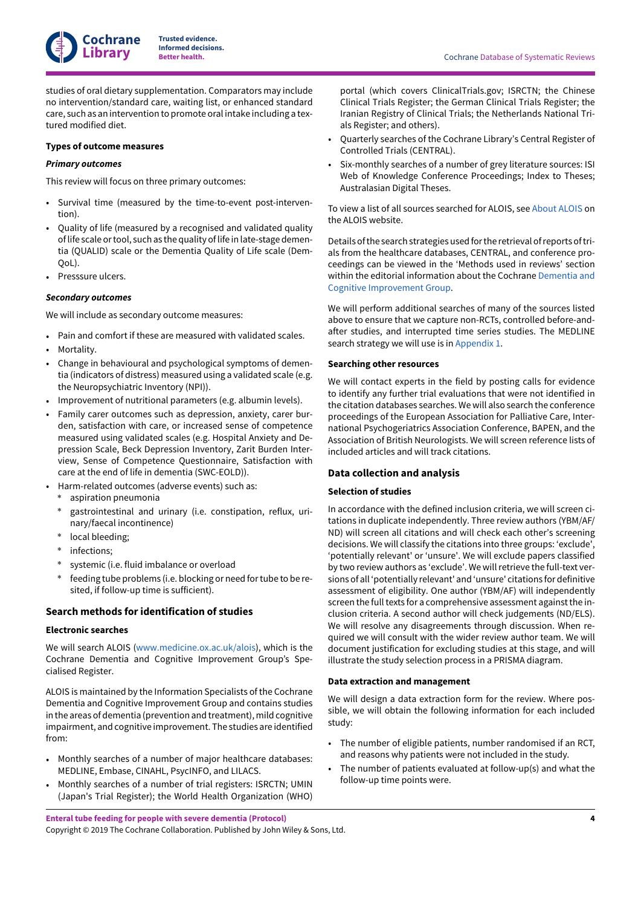studies of oral dietary supplementation. Comparators may include no intervention/standard care, waiting list, or enhanced standard care, such as an intervention to promote oral intake including a textured modified diet.

#### Types of outcome measures

##### *Primary outcomes*

This review will focus on three primary outcomes:

- Survival time (measured by the time-to-event post-intervention).
- Quality of life (measured by a recognised and validated quality of life scale or tool, such as the quality of life in late-stage dementia (QUALID) scale or the Dementia Quality of Life scale (DemQoL).
- Presssure ulcers.

##### *Secondary outcomes*

We will include as secondary outcome measures:

- Pain and comfort if these are measured with validated scales.
- Mortality.
- Change in behavioural and psychological symptoms of dementia (indicators of distress) measured using a validated scale (e.g. the Neuropsychiatric Inventory (NPI)).
- Improvement of nutritional parameters (e.g. albumin levels).
- Family carer outcomes such as depression, anxiety, carer burden, satisfaction with care, or increased sense of competence measured using validated scales (e.g. Hospital Anxiety and Depression Scale, Beck Depression Inventory, Zarit Burden Interview, Sense of Competence Questionnaire, Satisfaction with care at the end of life in dementia (SWC-EOLD)).
- Harm-related outcomes (adverse events) such as:
  - aspiration pneumonia
  - gastrointestinal and urinary (i.e. constipation, reflux, urinary/faecal incontinence)
  - local bleeding;
  - infections;
  - systemic (i.e. fluid imbalance or overload
  - feeding tube problems (i.e. blocking or need for tube to be resited, if follow-up time is sufficient).

### Search methods for identification of studies

#### Electronic searches

We will search ALOIS (www.medicine.ox.ac.uk/alois), which is the Cochrane Dementia and Cognitive Improvement Group's Specialised Register.

ALOIS is maintained by the Information Specialists of the Cochrane Dementia and Cognitive Improvement Group and contains studies in the areas of dementia (prevention and treatment), mild cognitive impairment, and cognitive improvement. The studies are identified from:

- Monthly searches of a number of major healthcare databases: MEDLINE, Embase, CINAHL, PsycINFO, and LILACS.
- Monthly searches of a number of trial registers: ISRCTN; UMIN (Japan's Trial Register); the World Health Organization (WHO) portal (which covers ClinicalTrials.gov; ISRCTN; the Chinese Clinical Trials Register; the German Clinical Trials Register; the Iranian Registry of Clinical Trials; the Netherlands National Trials Register; and others).
- Quarterly searches of the Cochrane Library's Central Register of Controlled Trials (CENTRAL).
- Six-monthly searches of a number of grey literature sources: ISI Web of Knowledge Conference Proceedings; Index to Theses; Australasian Digital Theses.

To view a list of all sources searched for ALOIS, see About ALOIS on the ALOIS website.

Details of the search strategies used for the retrieval of reports of trials from the healthcare databases, CENTRAL, and conference proceedings can be viewed in the 'Methods used in reviews' section within the editorial information about the Cochrane Dementia and Cognitive Improvement Group.

We will perform additional searches of many of the sources listed above to ensure that we capture non-RCTs, controlled before-and-after studies, and interrupted time series studies. The MEDLINE search strategy we will use is in Appendix 1.

#### Searching other resources

We will contact experts in the field by posting calls for evidence to identify any further trial evaluations that were not identified in the citation databases searches. We will also search the conference proceedings of the European Association for Palliative Care, International Psychogeriatrics Association Conference, BAPEN, and the Association of British Neurologists. We will screen reference lists of included articles and will track citations.

### Data collection and analysis

#### Selection of studies

In accordance with the defined inclusion criteria, we will screen citations in duplicate independently. Three review authors (YBM/AF/ND) will screen all citations and will check each other's screening decisions. We will classify the citations into three groups: 'exclude', 'potentially relevant' or 'unsure'. We will exclude papers classified by two review authors as 'exclude'. We will retrieve the full-text versions of all 'potentially relevant' and 'unsure' citations for definitive assessment of eligibility. One author (YBM/AF) will independently screen the full texts for a comprehensive assessment against the inclusion criteria. A second author will check judgements (ND/ELS). We will resolve any disagreements through discussion. When required we will consult with the wider review author team. We will document justification for excluding studies at this stage, and will illustrate the study selection process in a PRISMA diagram.

#### Data extraction and management

We will design a data extraction form for the review. Where possible, we will obtain the following information for each included study:

- The number of eligible patients, number randomised if an RCT, and reasons why patients were not included in the study.
- The number of patients evaluated at follow-up(s) and what the follow-up time points were.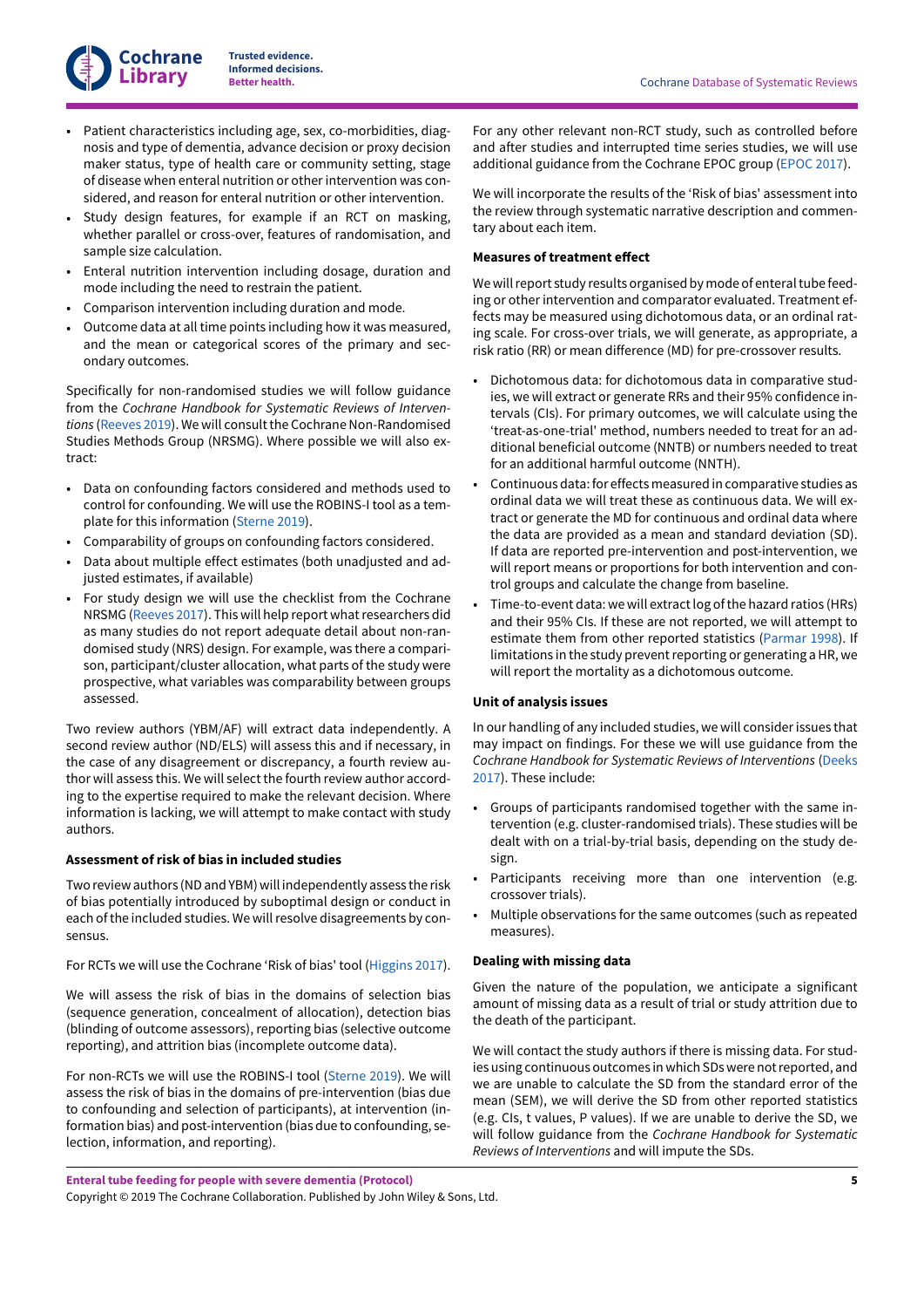- Patient characteristics including age, sex, co-morbidities, diagnosis and type of dementia, advance decision or proxy decision maker status, type of health care or community setting, stage of disease when enteral nutrition or other intervention was considered, and reason for enteral nutrition or other intervention.
- Study design features, for example if an RCT on masking, whether parallel or cross-over, features of randomisation, and sample size calculation.
- Enteral nutrition intervention including dosage, duration and mode including the need to restrain the patient.
- Comparison intervention including duration and mode.
- Outcome data at all time points including how it was measured, and the mean or categorical scores of the primary and secondary outcomes.

Specifically for non-randomised studies we will follow guidance from the *Cochrane Handbook for Systematic Reviews of Interventions* (Reeves 2019). We will consult the Cochrane Non-Randomised Studies Methods Group (NRSMG). Where possible we will also extract:

- Data on confounding factors considered and methods used to control for confounding. We will use the ROBINS-I tool as a template for this information (Sterne 2019).
- Comparability of groups on confounding factors considered.
- Data about multiple effect estimates (both unadjusted and adjusted estimates, if available)
- For study design we will use the checklist from the Cochrane NRSMG (Reeves 2017). This will help report what researchers did as many studies do not report adequate detail about non-randomised study (NRS) design. For example, was there a comparison, participant/cluster allocation, what parts of the study were prospective, what variables was comparability between groups assessed.

Two review authors (YBM/AF) will extract data independently. A second review author (ND/ELS) will assess this and if necessary, in the case of any disagreement or discrepancy, a fourth review author will assess this. We will select the fourth review author according to the expertise required to make the relevant decision. Where information is lacking, we will attempt to make contact with study authors.

### Assessment of risk of bias in included studies

Two review authors (ND and YBM) will independently assess the risk of bias potentially introduced by suboptimal design or conduct in each of the included studies. We will resolve disagreements by consensus.

For RCTs we will use the Cochrane 'Risk of bias' tool (Higgins 2017).

We will assess the risk of bias in the domains of selection bias (sequence generation, concealment of allocation), detection bias (blinding of outcome assessors), reporting bias (selective outcome reporting), and attrition bias (incomplete outcome data).

For non-RCTs we will use the ROBINS-I tool (Sterne 2019). We will assess the risk of bias in the domains of pre-intervention (bias due to confounding and selection of participants), at intervention (information bias) and post-intervention (bias due to confounding, selection, information, and reporting).

For any other relevant non-RCT study, such as controlled before and after studies and interrupted time series studies, we will use additional guidance from the Cochrane EPOC group (EPOC 2017).

We will incorporate the results of the 'Risk of bias' assessment into the review through systematic narrative description and commentary about each item.

### Measures of treatment effect

We will report study results organised by mode of enteral tube feeding or other intervention and comparator evaluated. Treatment effects may be measured using dichotomous data, or an ordinal rating scale. For cross-over trials, we will generate, as appropriate, a risk ratio (RR) or mean difference (MD) for pre-crossover results.

- Dichotomous data: for dichotomous data in comparative studies, we will extract or generate RRs and their 95% confidence intervals (CIs). For primary outcomes, we will calculate using the 'treat-as-one-trial' method, numbers needed to treat for an additional beneficial outcome (NNTB) or numbers needed to treat for an additional harmful outcome (NNTH).
- Continuous data: for effects measured in comparative studies as ordinal data we will treat these as continuous data. We will extract or generate the MD for continuous and ordinal data where the data are provided as a mean and standard deviation (SD). If data are reported pre-intervention and post-intervention, we will report means or proportions for both intervention and control groups and calculate the change from baseline.
- Time-to-event data: we will extract log of the hazard ratios (HRs) and their 95% CIs. If these are not reported, we will attempt to estimate them from other reported statistics (Parmar 1998). If limitations in the study prevent reporting or generating a HR, we will report the mortality as a dichotomous outcome.

### Unit of analysis issues

In our handling of any included studies, we will consider issues that may impact on findings. For these we will use guidance from the *Cochrane Handbook for Systematic Reviews of Interventions* (Deeks 2017). These include:

- Groups of participants randomised together with the same intervention (e.g. cluster-randomised trials). These studies will be dealt with on a trial-by-trial basis, depending on the study design.
- Participants receiving more than one intervention (e.g. crossover trials).
- Multiple observations for the same outcomes (such as repeated measures).

### Dealing with missing data

Given the nature of the population, we anticipate a significant amount of missing data as a result of trial or study attrition due to the death of the participant.

We will contact the study authors if there is missing data. For studies using continuous outcomes in which SDs were not reported, and we are unable to calculate the SD from the standard error of the mean (SEM), we will derive the SD from other reported statistics (e.g. CIs, t values, P values). If we are unable to derive the SD, we will follow guidance from the *Cochrane Handbook for Systematic Reviews of Interventions* and will impute the SDs.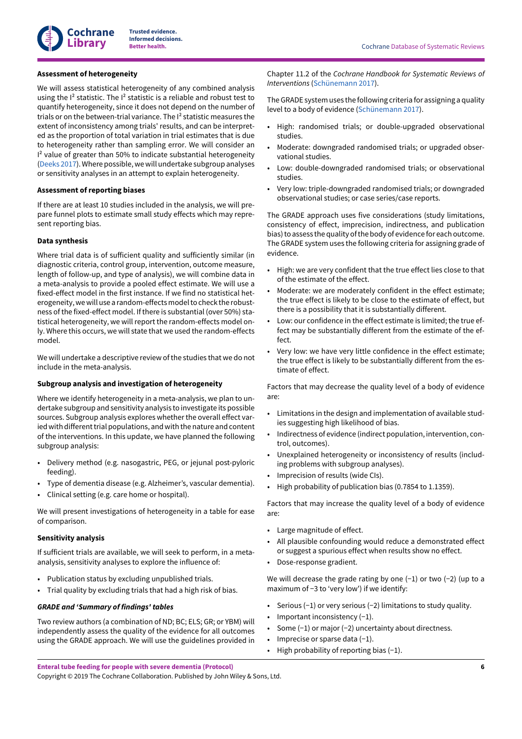#### Assessment of heterogeneity

We will assess statistical heterogeneity of any combined analysis using the $I^2$ statistic. The $I^2$ statistic is a reliable and robust test to quantify heterogeneity, since it does not depend on the number of trials or on the between-trial variance. The $I^2$ statistic measures the extent of inconsistency among trials' results, and can be interpreted as the proportion of total variation in trial estimates that is due to heterogeneity rather than sampling error. We will consider an $I^2$ value of greater than 50% to indicate substantial heterogeneity (Deeks 2017). Where possible, we will undertake subgroup analyses or sensitivity analyses in an attempt to explain heterogeneity.

#### Assessment of reporting biases

If there are at least 10 studies included in the analysis, we will prepare funnel plots to estimate small study effects which may represent reporting bias.

#### Data synthesis

Where trial data is of sufficient quality and sufficiently similar (in diagnostic criteria, control group, intervention, outcome measure, length of follow-up, and type of analysis), we will combine data in a meta-analysis to provide a pooled effect estimate. We will use a fixed-effect model in the first instance. If we find no statistical heterogeneity, we will use a random-effects model to check the robustness of the fixed-effect model. If there is substantial (over 50%) statistical heterogeneity, we will report the random-effects model only. Where this occurs, we will state that we used the random-effects model.

We will undertake a descriptive review of the studies that we do not include in the meta-analysis.

#### Subgroup analysis and investigation of heterogeneity

Where we identify heterogeneity in a meta-analysis, we plan to undertake subgroup and sensitivity analysis to investigate its possible sources. Subgroup analysis explores whether the overall effect varied with different trial populations, and with the nature and content of the interventions. In this update, we have planned the following subgroup analysis:

- Delivery method (e.g. nasogastric, PEG, or jejunal post-pyloric feeding).
- Type of dementia disease (e.g. Alzheimer's, vascular dementia).
- Clinical setting (e.g. care home or hospital).

We will present investigations of heterogeneity in a table for ease of comparison.

#### Sensitivity analysis

If sufficient trials are available, we will seek to perform, in a meta-analysis, sensitivity analyses to explore the influence of:

- Publication status by excluding unpublished trials.
- Trial quality by excluding trials that had a high risk of bias.

#### *GRADE and 'Summary of findings' tables*

Two review authors (a combination of ND; BC; ELS; GR; or YBM) will independently assess the quality of the evidence for all outcomes using the GRADE approach. We will use the guidelines provided in Chapter 11.2 of the *Cochrane Handbook for Systematic Reviews of Interventions* (Schünemann 2017).

The GRADE system uses the following criteria for assigning a quality level to a body of evidence (Schünemann 2017).

- High: randomised trials; or double-upgraded observational studies.
- Moderate: downgraded randomised trials; or upgraded observational studies.
- Low: double-downgraded randomised trials; or observational studies.
- Very low: triple-downgraded randomised trials; or downgraded observational studies; or case series/case reports.

The GRADE approach uses five considerations (study limitations, consistency of effect, imprecision, indirectness, and publication bias) to assess the quality of the body of evidence for each outcome. The GRADE system uses the following criteria for assigning grade of evidence.

- High: we are very confident that the true effect lies close to that of the estimate of the effect.
- Moderate: we are moderately confident in the effect estimate; the true effect is likely to be close to the estimate of effect, but there is a possibility that it is substantially different.
- Low: our confidence in the effect estimate is limited; the true effect may be substantially different from the estimate of the effect.
- Very low: we have very little confidence in the effect estimate; the true effect is likely to be substantially different from the estimate of effect.

Factors that may decrease the quality level of a body of evidence are:

- Limitations in the design and implementation of available studies suggesting high likelihood of bias.
- Indirectness of evidence (indirect population, intervention, control, outcomes).
- Unexplained heterogeneity or inconsistency of results (including problems with subgroup analyses).
- Imprecision of results (wide CIs).
- High probability of publication bias (0.7854 to 1.1359).

Factors that may increase the quality level of a body of evidence are:

- Large magnitude of effect.
- All plausible confounding would reduce a demonstrated effect or suggest a spurious effect when results show no effect.
- Dose-response gradient.

We will decrease the grade rating by one (−1) or two (−2) (up to a maximum of −3 to 'very low') if we identify:

- Serious (−1) or very serious (−2) limitations to study quality.
- Important inconsistency (−1).
- Some (−1) or major (−2) uncertainty about directness.
- Imprecise or sparse data (−1).
- High probability of reporting bias (−1).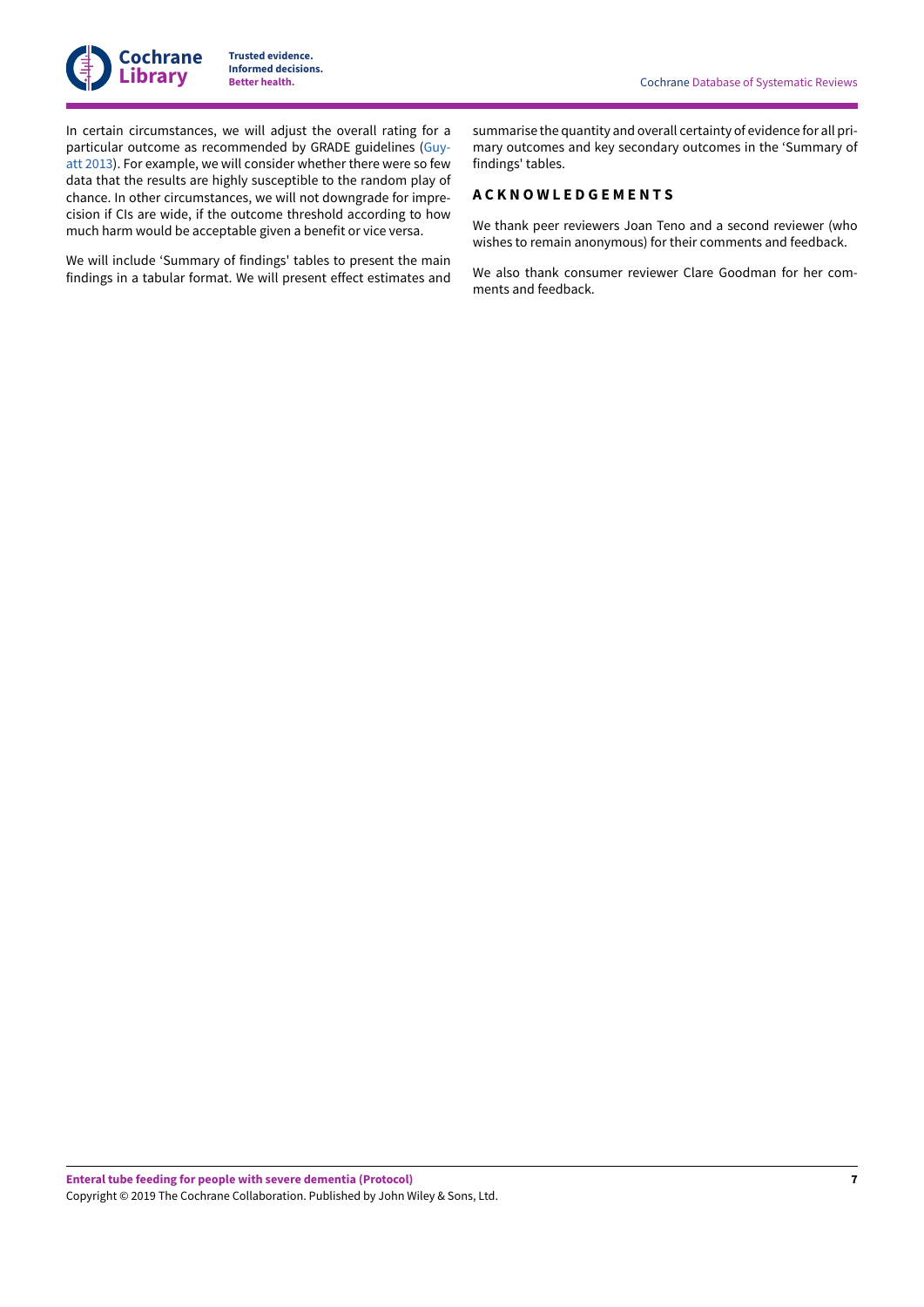In certain circumstances, we will adjust the overall rating for a particular outcome as recommended by GRADE guidelines (Guyatt 2013). For example, we will consider whether there were so few data that the results are highly susceptible to the random play of chance. In other circumstances, we will not downgrade for imprecision if CIs are wide, if the outcome threshold according to how much harm would be acceptable given a benefit or vice versa.

We will include 'Summary of findings' tables to present the main findings in a tabular format. We will present effect estimates and summarise the quantity and overall certainty of evidence for all primary outcomes and key secondary outcomes in the 'Summary of findings' tables.

## ACKNOWLEDGEMENTS

We thank peer reviewers Joan Teno and a second reviewer (who wishes to remain anonymous) for their comments and feedback.

We also thank consumer reviewer Clare Goodman for her comments and feedback.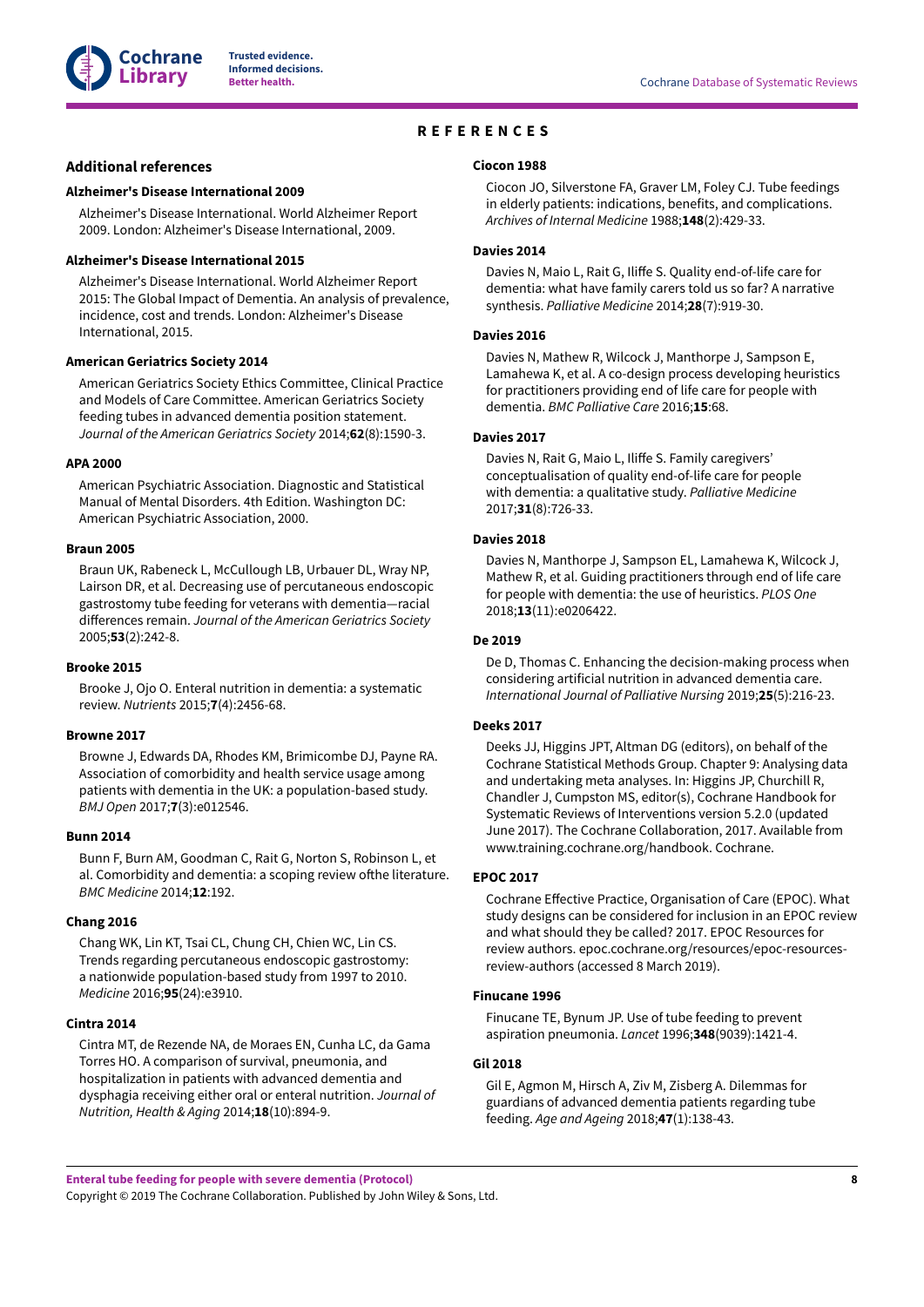# REFERENCES

## Additional references

**Alzheimer's Disease International 2009**

Alzheimer's Disease International. World Alzheimer Report 2009. London: Alzheimer's Disease International, 2009.

**Alzheimer's Disease International 2015**

Alzheimer's Disease International. World Alzheimer Report 2015: The Global Impact of Dementia. An analysis of prevalence, incidence, cost and trends. London: Alzheimer's Disease International, 2015.

**American Geriatrics Society 2014**

American Geriatrics Society Ethics Committee, Clinical Practice and Models of Care Committee. American Geriatrics Society feeding tubes in advanced dementia position statement. *Journal of the American Geriatrics Society* 2014;**62**(8):1590-3.

**APA 2000**

American Psychiatric Association. Diagnostic and Statistical Manual of Mental Disorders. 4th Edition. Washington DC: American Psychiatric Association, 2000.

**Braun 2005**

Braun UK, Rabeneck L, McCullough LB, Urbauer DL, Wray NP, Laírson DR, et al. Decreasing use of percutaneous endoscopic gastrostomy tube feeding for veterans with dementia—racial differences remain. *Journal of the American Geriatrics Society* 2005;**53**(2):242-8.

**Brooke 2015**

Brooke J, Ojo O. Enteral nutrition in dementia: a systematic review. *Nutrients* 2015;**7**(4):2456-68.

**Browne 2017**

Browne J, Edwards DA, Rhodes KM, Brimicombe DJ, Payne RA. Association of comorbidity and health service usage among patients with dementia in the UK: a population-based study. *BMJ Open* 2017;**7**(3):e012546.

**Bunn 2014**

Bunn F, Burn AM, Goodman C, Rait G, Norton S, Robinson L, et al. Comorbidity and dementia: a scoping review ofthe literature. *BMC Medicine* 2014;**12**:192.

**Chang 2016**

Chang WK, Lin KT, Tsai CL, Chung CH, Chien WC, Lin CS. Trends regarding percutaneous endoscopic gastrostomy: a nationwide population-based study from 1997 to 2010. *Medicine* 2016;**95**(24):e3910.

**Cintra 2014**

Cintra MT, de Rezende NA, de Moraes EN, Cunha LC, da Gama Torres HO. A comparison of survival, pneumonia, and hospitalization in patients with advanced dementia and dysphagia receiving either oral or enteral nutrition. *Journal of Nutrition, Health & Aging* 2014;**18**(10):894-9.

**Ciocon 1988**

Ciocon JO, Silverstone FA, Graver LM, Foley CJ. Tube feedings in elderly patients: indications, benefits, and complications. *Archives of Internal Medicine* 1988;**148**(2):429-33.

**Davies 2014**

Davies N, Maio L, Rait G, Iliffe S. Quality end-of-life care for dementia: what have family carers told us so far? A narrative synthesis. *Palliative Medicine* 2014;**28**(7):919-30.

**Davies 2016**

Davies N, Mathew R, Wilcock J, Manthorpe J, Sampson E, Lamahewa K, et al. A co-design process developing heuristics for practitioners providing end of life care for people with dementia. *BMC Palliative Care* 2016;**15**:68.

**Davies 2017**

Davies N, Rait G, Maio L, Iliffe S. Family caregivers' conceptualisation of quality end-of-life care for people with dementia: a qualitative study. *Palliative Medicine* 2017;**31**(8):726-33.

**Davies 2018**

Davies N, Manthorpe J, Sampson EL, Lamahewa K, Wilcock J, Mathew R, et al. Guiding practitioners through end of life care for people with dementia: the use of heuristics. *PLOS One* 2018;**13**(11):e0206422.

**De 2019**

De D, Thomas C. Enhancing the decision-making process when considering artificial nutrition in advanced dementia care. *International Journal of Palliative Nursing* 2019;**25**(5):216-23.

**Deeks 2017**

Deeks JJ, Higgins JPT, Altman DG (editors), on behalf of the Cochrane Statistical Methods Group. Chapter 9: Analysing data and undertaking meta analyses. In: Higgins JP, Churchill R, Chandler J, Cumpston MS, editor(s), Cochrane Handbook for Systematic Reviews of Interventions version 5.2.0 (updated June 2017). The Cochrane Collaboration, 2017. Available from www.training.cochrane.org/handbook. Cochrane.

**EPOC 2017**

Cochrane Effective Practice, Organisation of Care (EPOC). What study designs can be considered for inclusion in an EPOC review and what should they be called? 2017. EPOC Resources for review authors. epoc.cochrane.org/resources/epoc-resources-review-authors (accessed 8 March 2019).

**Finucane 1996**

Finucane TE, Bynum JP. Use of tube feeding to prevent aspiration pneumonia. *Lancet* 1996;**348**(9039):1421-4.

**Gil 2018**

Gil E, Agmon M, Hirsch A, Ziv M, Zisberg A. Dilemmas for guardians of advanced dementia patients regarding tube feeding. *Age and Ageing* 2018;**47**(1):138-43.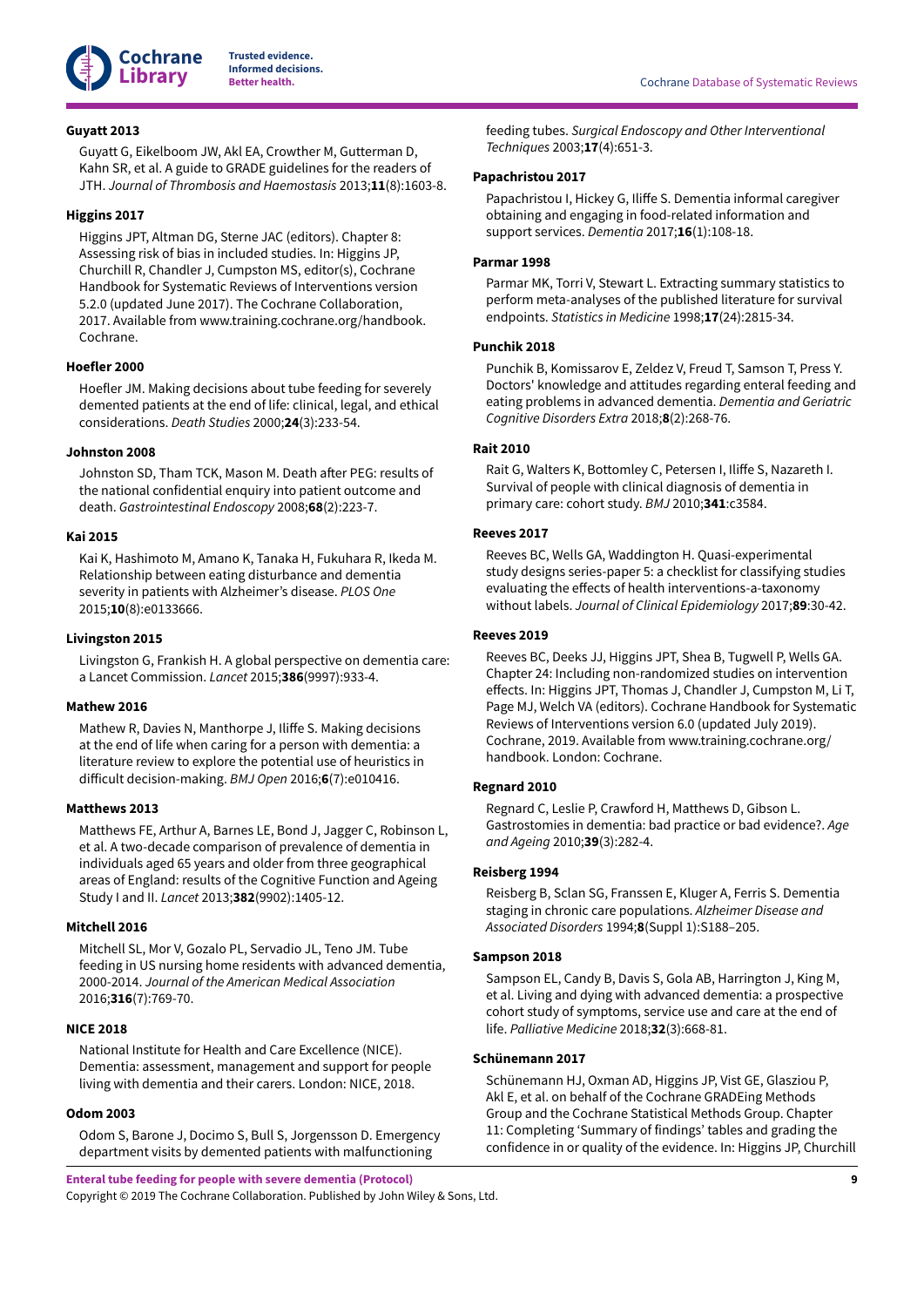**Guyatt 2013**

Guyatt G, Eikelboom JW, Akl EA, Crowther M, Gutterman D, Kahn SR, et al. A guide to GRADE guidelines for the readers of JTH. *Journal of Thrombosis and Haemostasis* 2013;**11**(8):1603-8.

**Higgins 2017**

Higgins JPT, Altman DG, Sterne JAC (editors). Chapter 8: Assessing risk of bias in included studies. In: Higgins JP, Churchill R, Chandler J, Cumpston MS, editor(s), Cochrane Handbook for Systematic Reviews of Interventions version 5.2.0 (updated June 2017). The Cochrane Collaboration, 2017. Available from www.training.cochrane.org/handbook. Cochrane.

**Hoefler 2000**

Hoefler JM. Making decisions about tube feeding for severely demented patients at the end of life: clinical, legal, and ethical considerations. *Death Studies* 2000;**24**(3):233-54.

**Johnston 2008**

Johnston SD, Tham TCK, Mason M. Death after PEG: results of the national confidential enquiry into patient outcome and death. *Gastrointestinal Endoscopy* 2008;**68**(2):223-7.

**Kai 2015**

Kai K, Hashimoto M, Amano K, Tanaka H, Fukuhara R, Ikeda M. Relationship between eating disturbance and dementia severity in patients with Alzheimer's disease. *PLOS One* 2015;**10**(8):e0133666.

**Livingston 2015**

Livingston G, Frankish H. A global perspective on dementia care: a Lancet Commission. *Lancet* 2015;**386**(9997):933-4.

**Mathew 2016**

Mathew R, Davies N, Manthorpe J, Iliffe S. Making decisions at the end of life when caring for a person with dementia: a literature review to explore the potential use of heuristics in difficult decision-making. *BMJ Open* 2016;**6**(7):e010416.

**Matthews 2013**

Matthews FE, Arthur A, Barnes LE, Bond J, Jagger C, Robinson L, et al. A two-decade comparison of prevalence of dementia in individuals aged 65 years and older from three geographical areas of England: results of the Cognitive Function and Ageing Study I and II. *Lancet* 2013;**382**(9902):1405-12.

**Mitchell 2016**

Mitchell SL, Mor V, Gozalo PL, Servadio JL, Teno JM. Tube feeding in US nursing home residents with advanced dementia, 2000-2014. *Journal of the American Medical Association* 2016;**316**(7):769-70.

**NICE 2018**

National Institute for Health and Care Excellence (NICE). Dementia: assessment, management and support for people living with dementia and their carers. London: NICE, 2018.

**Odom 2003**

Odom S, Barone J, Docimo S, Bull S, Jorgensson D. Emergency department visits by demented patients with malfunctioning feeding tubes. *Surgical Endoscopy and Other Interventional Techniques* 2003;**17**(4):651-3.

**Papachristou 2017**

Papachristou I, Hickey G, Iliffe S. Dementia informal caregiver obtaining and engaging in food-related information and support services. *Dementia* 2017;**16**(1):108-18.

**Parmar 1998**

Parmar MK, Torri V, Stewart L. Extracting summary statistics to perform meta-analyses of the published literature for survival endpoints. *Statistics in Medicine* 1998;**17**(24):2815-34.

**Punchik 2018**

Punchik B, Komissarov E, Zeldez V, Freud T, Samson T, Press Y. Doctors' knowledge and attitudes regarding enteral feeding and eating problems in advanced dementia. *Dementia and Geriatric Cognitive Disorders Extra* 2018;**8**(2):268-76.

**Rait 2010**

Rait G, Walters K, Bottomley C, Petersen I, Iliffe S, Nazareth I. Survival of people with clinical diagnosis of dementia in primary care: cohort study. *BMJ* 2010;**341**:c3584.

**Reeves 2017**

Reeves BC, Wells GA, Waddington H. Quasi-experimental study designs series-paper 5: a checklist for classifying studies evaluating the effects of health interventions-a-taxonomy without labels. *Journal of Clinical Epidemiology* 2017;**89**:30-42.

**Reeves 2019**

Reeves BC, Deeks JJ, Higgins JPT, Shea B, Tugwell P, Wells GA. Chapter 24: Including non-randomized studies on intervention effects. In: Higgins JPT, Thomas J, Chandler J, Cumpston M, Li T, Page MJ, Welch VA (editors). Cochrane Handbook for Systematic Reviews of Interventions version 6.0 (updated July 2019). Cochrane, 2019. Available from www.training.cochrane.org/handbook. London: Cochrane.

**Regnard 2010**

Regnard C, Leslie P, Crawford H, Matthews D, Gibson L. Gastrostomies in dementia: bad practice or bad evidence?. *Age and Ageing* 2010;**39**(3):282-4.

**Reisberg 1994**

Reisberg B, Sclan SG, Franssen E, Kluger A, Ferris S. Dementia staging in chronic care populations. *Alzheimer Disease and Associated Disorders* 1994;**8**(Suppl 1):S188–205.

**Sampson 2018**

Sampson EL, Candy B, Davis S, Gola AB, Harrington J, King M, et al. Living and dying with advanced dementia: a prospective cohort study of symptoms, service use and care at the end of life. *Palliative Medicine* 2018;**32**(3):668-81.

**Schünemann 2017**

Schünemann HJ, Oxman AD, Higgins JP, Vist GE, Glasziou P, Akl E, et al. on behalf of the Cochrane GRADEing Methods Group and the Cochrane Statistical Methods Group. Chapter 11: Completing 'Summary of findings' tables and grading the confidence in or quality of the evidence. In: Higgins JP, Churchill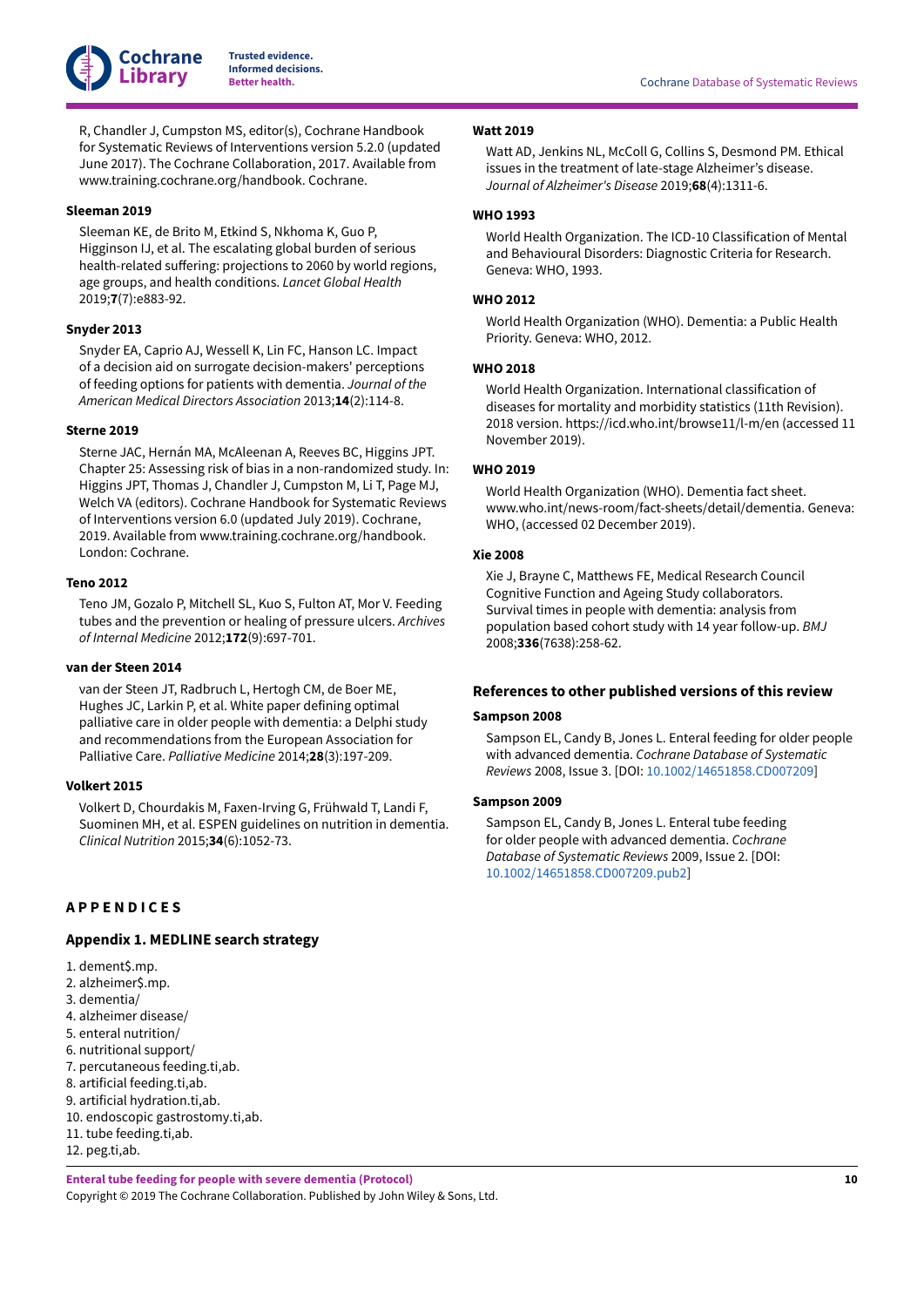R, Chandler J, Cumpston MS, editor(s), Cochrane Handbook for Systematic Reviews of Interventions version 5.2.0 (updated June 2017). The Cochrane Collaboration, 2017. Available from www.training.cochrane.org/handbook. Cochrane.

**Sleeman 2019**

Sleeman KE, de Brito M, Etkind S, Nkhoma K, Guo P, Higginson IJ, et al. The escalating global burden of serious health-related suffering: projections to 2060 by world regions, age groups, and health conditions. *Lancet Global Health* 2019;**7**(7):e883-92.

**Snyder 2013**

Snyder EA, Caprio AJ, Wessell K, Lin FC, Hanson LC. Impact of a decision aid on surrogate decision-makers' perceptions of feeding options for patients with dementia. *Journal of the American Medical Directors Association* 2013;**14**(2):114-8.

**Sterne 2019**

Sterne JAC, Hernán MA, McAleenan A, Reeves BC, Higgins JPT. Chapter 25: Assessing risk of bias in a non-randomized study. In: Higgins JPT, Thomas J, Chandler J, Cumpston M, Li T, Page MJ, Welch VA (editors). Cochrane Handbook for Systematic Reviews of Interventions version 6.0 (updated July 2019). Cochrane, 2019. Available from www.training.cochrane.org/handbook. London: Cochrane.

**Teno 2012**

Teno JM, Gozalo P, Mitchell SL, Kuo S, Fulton AT, Mor V. Feeding tubes and the prevention or healing of pressure ulcers. *Archives of Internal Medicine* 2012;**172**(9):697-701.

**van der Steen 2014**

van der Steen JT, Radbruch L, Hertogh CM, de Boer ME, Hughes JC, Larkin P, et al. White paper defining optimal palliative care in older people with dementia: a Delphi study and recommendations from the European Association for Palliative Care. *Palliative Medicine* 2014;**28**(3):197-209.

**Volkert 2015**

Volkert D, Chourdakis M, Faxen-Irving G, Frühwald T, Landi F, Suominen MH, et al. ESPEN guidelines on nutrition in dementia. *Clinical Nutrition* 2015;**34**(6):1052-73.

**Watt 2019**

Watt AD, Jenkins NL, McColl G, Collins S, Desmond PM. Ethical issues in the treatment of late-stage Alzheimer's disease. *Journal of Alzheimer's Disease* 2019;**68**(4):1311-6.

**WHO 1993**

World Health Organization. The ICD-10 Classification of Mental and Behavioural Disorders: Diagnostic Criteria for Research. Geneva: WHO, 1993.

**WHO 2012**

World Health Organization (WHO). Dementia: a Public Health Priority. Geneva: WHO, 2012.

**WHO 2018**

World Health Organization. International classification of diseases for mortality and morbidity statistics (11th Revision). 2018 version. https://icd.who.int/browse11/l-m/en (accessed 11 November 2019).

**WHO 2019**

World Health Organization (WHO). Dementia fact sheet. www.who.int/news-room/fact-sheets/detail/dementia. Geneva: WHO, (accessed 02 December 2019).

**Xie 2008**

Xie J, Brayne C, Matthews FE, Medical Research Council Cognitive Function and Ageing Study collaborators. Survival times in people with dementia: analysis from population based cohort study with 14 year follow-up. *BMJ* 2008;**336**(7638):258-62.

### References to other published versions of this review

**Sampson 2008**

Sampson EL, Candy B, Jones L. Enteral feeding for older people with advanced dementia. *Cochrane Database of Systematic Reviews* 2008, Issue 3. [DOI: 10.1002/14651858.CD007209]

**Sampson 2009**

Sampson EL, Candy B, Jones L. Enteral tube feeding for older people with advanced dementia. *Cochrane Database of Systematic Reviews* 2009, Issue 2. [DOI: 10.1002/14651858.CD007209.pub2]

## APPENDICES

### Appendix 1. MEDLINE search strategy

1. dement$.mp.
2. alzheimer$.mp.
3. dementia/
4. alzheimer disease/
5. enteral nutrition/
6. nutritional support/
7. percutaneous feeding.ti,ab.
8. artificial feeding.ti,ab.
9. artificial hydration.ti,ab.
10. endoscopic gastrostomy.ti,ab.
11. tube feeding.ti,ab.
12. peg.ti,ab.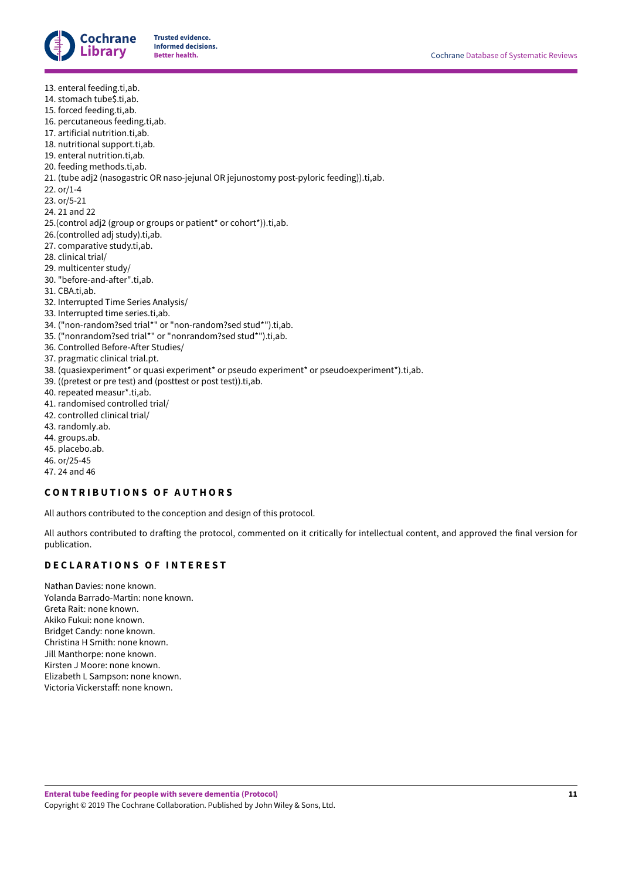13. enteral feeding.ti,ab.
14. stomach tube$.ti,ab.
15. forced feeding.ti,ab.
16. percutaneous feeding.ti,ab.
17. artificial nutrition.ti,ab.
18. nutritional support.ti,ab.
19. enteral nutrition.ti,ab.
20. feeding methods.ti,ab.
21. (tube adj2 (nasogastric OR naso-jejunal OR jejunostomy post-pyloric feeding)).ti,ab.
22. or/1-4
23. or/5-21
24. 21 and 22
25.(control adj2 (group or groups or patient* or cohort*)).ti,ab.
26.(controlled adj study).ti,ab.
27. comparative study.ti,ab.
28. clinical trial/
29. multicenter study/
30. "before-and-after".ti,ab.
31. CBA.ti,ab.
32. Interrupted Time Series Analysis/
33. Interrupted time series.ti,ab.
34. ("non-random?sed trial*" or "non-random?sed stud*").ti,ab.
35. ("nonrandom?sed trial*" or "nonrandom?sed stud*").ti,ab.
36. Controlled Before-After Studies/
37. pragmatic clinical trial.pt.
38. (quasiexperiment* or quasi experiment* or pseudo experiment* or pseudoexperiment*).ti,ab.
39. ((pretest or pre test) and (posttest or post test)).ti,ab.
40. repeated measur*.ti,ab.
41. randomised controlled trial/
42. controlled clinical trial/
43. randomly.ab.
44. groups.ab.
45. placebo.ab.
46. or/25-45
47. 24 and 46

## CONTRIBUTIONS OF AUTHORS

All authors contributed to the conception and design of this protocol.

All authors contributed to drafting the protocol, commented on it critically for intellectual content, and approved the final version for publication.

## DECLARATIONS OF INTEREST

Nathan Davies: none known.
Yolanda Barrado-Martin: none known.
Greta Rait: none known.
Akiko Fukui: none known.
Bridget Candy: none known.
Christina H Smith: none known.
Jill Manthorpe: none known.
Kirsten J Moore: none known.
Elizabeth L Sampson: none known.
Victoria Vickerstaff: none known.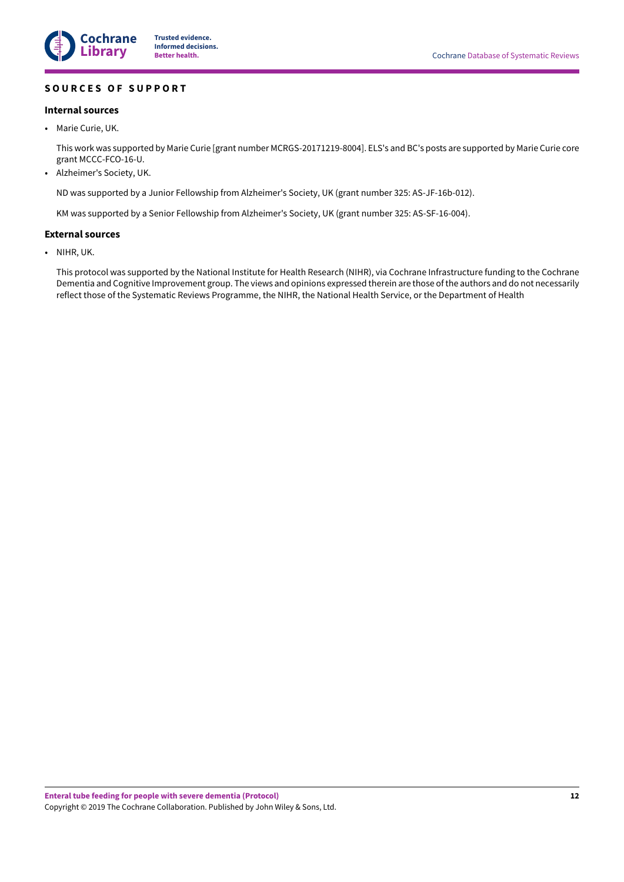## SOURCES OF SUPPORT

### Internal sources

- Marie Curie, UK.

  This work was supported by Marie Curie [grant number MCRGS-20171219-8004]. ELS's and BC's posts are supported by Marie Curie core grant MCCC-FCO-16-U.

- Alzheimer's Society, UK.

  ND was supported by a Junior Fellowship from Alzheimer's Society, UK (grant number 325: AS-JF-16b-012).

  KM was supported by a Senior Fellowship from Alzheimer's Society, UK (grant number 325: AS-SF-16-004).

### External sources

- NIHR, UK.

  This protocol was supported by the National Institute for Health Research (NIHR), via Cochrane Infrastructure funding to the Cochrane Dementia and Cognitive Improvement group. The views and opinions expressed therein are those of the authors and do not necessarily reflect those of the Systematic Reviews Programme, the NIHR, the National Health Service, or the Department of Health